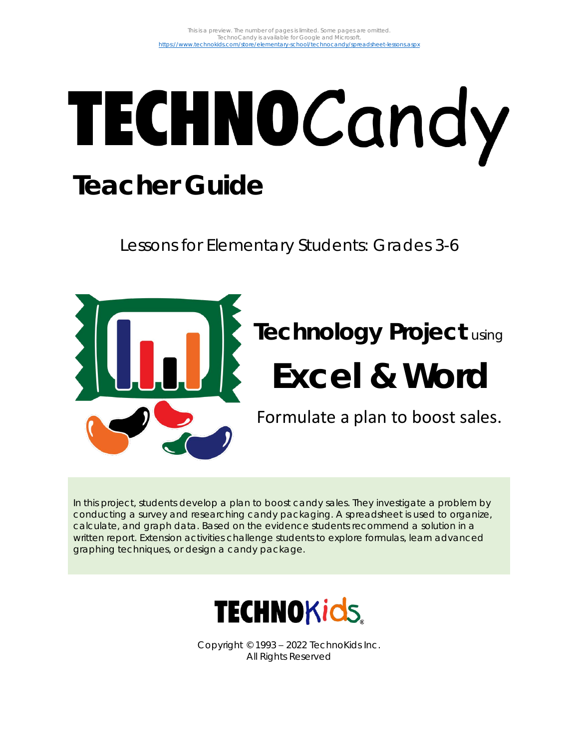This is a preview. The number of pages is limited. Some pages are omitted.
TechnoCandy is available for Google and Microsoft.
https://www.technokids.com/store/elementary-school/technocandy/spreadsheet-lessons.aspx

# TECHNOCandy

## Teacher Guide

Lessons for Elementary Students: Grades 3-6

**Technology Project** using

# Excel & Word

Formulate a plan to boost sales.

In this project, students develop a plan to boost candy sales. They investigate a problem by conducting a survey and researching candy packaging. A spreadsheet is used to organize, calculate, and graph data. Based on the evidence students recommend a solution in a written report. Extension activities challenge students to explore formulas, learn advanced graphing techniques, or design a candy package.

TECHNOKids

Copyright © 1993 – 2022 TechnoKids Inc.
All Rights Reserved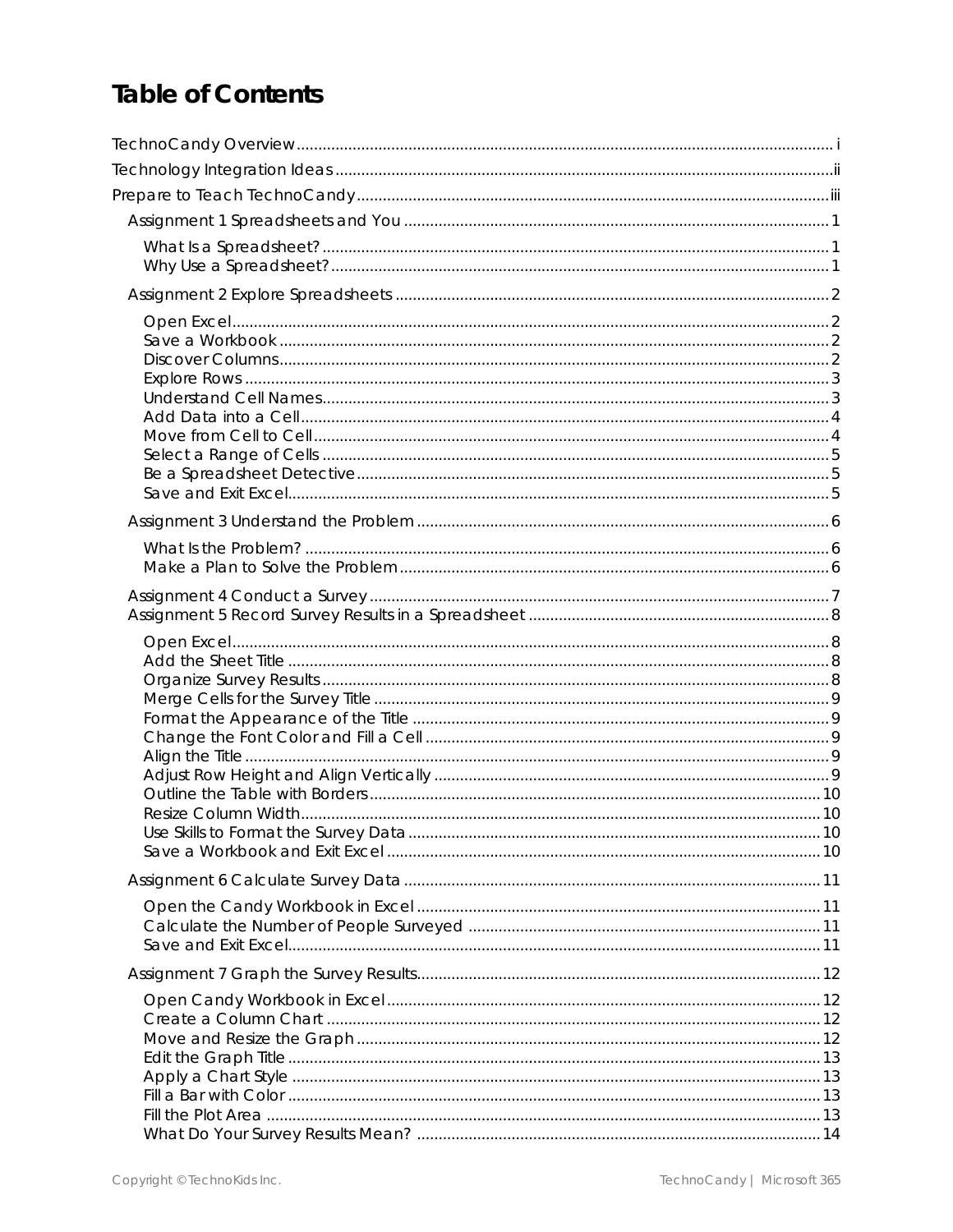# Table of Contents

- TechnoCandy Overview ... i
- Technology Integration Ideas ... ii
- Prepare to Teach TechnoCandy ... iii
  - Assignment 1 Spreadsheets and You ... 1
    - What Is a Spreadsheet? ... 1
    - Why Use a Spreadsheet? ... 1
  - Assignment 2 Explore Spreadsheets ... 2
    - Open Excel ... 2
    - Save a Workbook ... 2
    - Discover Columns ... 2
    - Explore Rows ... 3
    - Understand Cell Names ... 3
    - Add Data into a Cell ... 4
    - Move from Cell to Cell ... 4
    - Select a Range of Cells ... 5
    - Be a Spreadsheet Detective ... 5
    - Save and Exit Excel ... 5
  - Assignment 3 Understand the Problem ... 6
    - What Is the Problem? ... 6
    - Make a Plan to Solve the Problem ... 6
  - Assignment 4 Conduct a Survey ... 7
  - Assignment 5 Record Survey Results in a Spreadsheet ... 8
    - Open Excel ... 8
    - Add the Sheet Title ... 8
    - Organize Survey Results ... 8
    - Merge Cells for the Survey Title ... 9
    - Format the Appearance of the Title ... 9
    - Change the Font Color and Fill a Cell ... 9
    - Align the Title ... 9
    - Adjust Row Height and Align Vertically ... 9
    - Outline the Table with Borders ... 10
    - Resize Column Width ... 10
    - Use Skills to Format the Survey Data ... 10
    - Save a Workbook and Exit Excel ... 10
  - Assignment 6 Calculate Survey Data ... 11
    - Open the Candy Workbook in Excel ... 11
    - Calculate the Number of People Surveyed ... 11
    - Save and Exit Excel ... 11
  - Assignment 7 Graph the Survey Results ... 12
    - Open Candy Workbook in Excel ... 12
    - Create a Column Chart ... 12
    - Move and Resize the Graph ... 12
    - Edit the Graph Title ... 13
    - Apply a Chart Style ... 13
    - Fill a Bar with Color ... 13
    - Fill the Plot Area ... 13
    - What Do Your Survey Results Mean? ... 14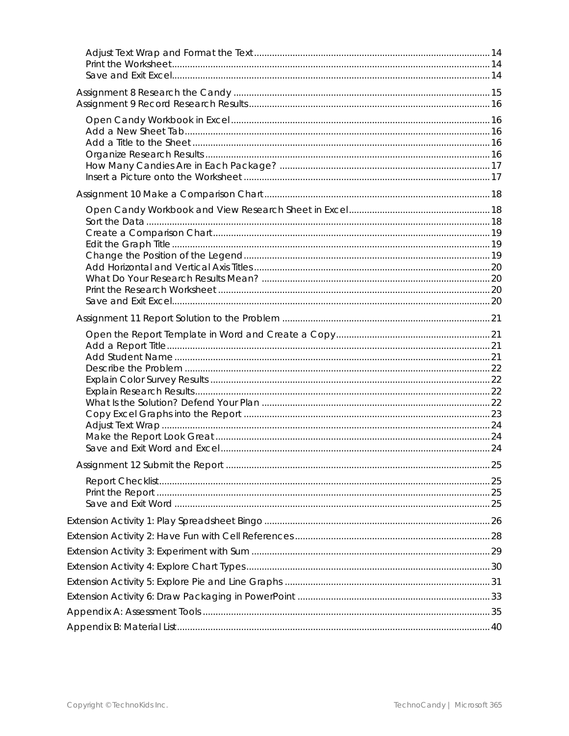- Adjust Text Wrap and Format the Text .......... 14
- Print the Worksheet .......... 14
- Save and Exit Excel .......... 14

Assignment 8 Research the Candy .......... 15

Assignment 9 Record Research Results .......... 16

- Open Candy Workbook in Excel .......... 16
- Add a New Sheet Tab .......... 16
- Add a Title to the Sheet .......... 16
- Organize Research Results .......... 16
- How Many Candies Are in Each Package? .......... 17
- Insert a Picture onto the Worksheet .......... 17

Assignment 10 Make a Comparison Chart .......... 18

- Open Candy Workbook and View Research Sheet in Excel .......... 18
- Sort the Data .......... 18
- Create a Comparison Chart .......... 19
- Edit the Graph Title .......... 19
- Change the Position of the Legend .......... 19
- Add Horizontal and Vertical Axis Titles .......... 20
- What Do Your Research Results Mean? .......... 20
- Print the Research Worksheet .......... 20
- Save and Exit Excel .......... 20

Assignment 11 Report Solution to the Problem .......... 21

- Open the Report Template in Word and Create a Copy .......... 21
- Add a Report Title .......... 21
- Add Student Name .......... 21
- Describe the Problem .......... 22
- Explain Color Survey Results .......... 22
- Explain Research Results .......... 22
- What Is the Solution? Defend Your Plan .......... 22
- Copy Excel Graphs into the Report .......... 23
- Adjust Text Wrap .......... 24
- Make the Report Look Great .......... 24
- Save and Exit Word and Excel .......... 24

Assignment 12 Submit the Report .......... 25

- Report Checklist .......... 25
- Print the Report .......... 25
- Save and Exit Word .......... 25

Extension Activity 1: Play Spreadsheet Bingo .......... 26

Extension Activity 2: Have Fun with Cell References .......... 28

Extension Activity 3: Experiment with Sum .......... 29

Extension Activity 4: Explore Chart Types .......... 30

Extension Activity 5: Explore Pie and Line Graphs .......... 31

Extension Activity 6: Draw Packaging in PowerPoint .......... 33

Appendix A: Assessment Tools .......... 35

Appendix B: Material List .......... 40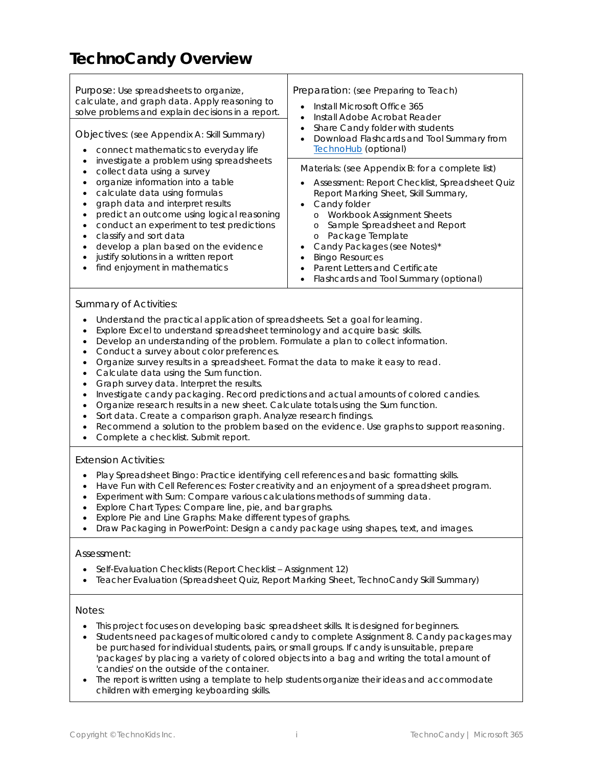# TechnoCandy Overview

Purpose: Use spreadsheets to organize, calculate, and graph data. Apply reasoning to solve problems and explain decisions in a report.

Objectives: (see Appendix A: Skill Summary)

- connect mathematics to everyday life
- investigate a problem using spreadsheets
- collect data using a survey
- organize information into a table
- calculate data using formulas
- graph data and interpret results
- predict an outcome using logical reasoning
- conduct an experiment to test predictions
- classify and sort data
- develop a plan based on the evidence
- justify solutions in a written report
- find enjoyment in mathematics

Preparation: (see Preparing to Teach)

- Install Microsoft Office 365
- Install Adobe Acrobat Reader
- Share Candy folder with students
- Download Flashcards and Tool Summary from TechnoHub (optional)

Materials: (see Appendix B: for a complete list)

- Assessment: Report Checklist, Spreadsheet Quiz Report Marking Sheet, Skill Summary,
- Candy folder
  - Workbook Assignment Sheets
  - Sample Spreadsheet and Report
  - Package Template
- Candy Packages (see Notes)*
- Bingo Resources
- Parent Letters and Certificate
- Flashcards and Tool Summary (optional)

## Summary of Activities:

- Understand the practical application of spreadsheets. Set a goal for learning.
- Explore Excel to understand spreadsheet terminology and acquire basic skills.
- Develop an understanding of the problem. Formulate a plan to collect information.
- Conduct a survey about color preferences.
- Organize survey results in a spreadsheet. Format the data to make it easy to read.
- Calculate data using the Sum function.
- Graph survey data. Interpret the results.
- Investigate candy packaging. Record predictions and actual amounts of colored candies.
- Organize research results in a new sheet. Calculate totals using the Sum function.
- Sort data. Create a comparison graph. Analyze research findings.
- Recommend a solution to the problem based on the evidence. Use graphs to support reasoning.
- Complete a checklist. Submit report.

## Extension Activities:

- Play Spreadsheet Bingo: Practice identifying cell references and basic formatting skills.
- Have Fun with Cell References: Foster creativity and an enjoyment of a spreadsheet program.
- Experiment with Sum: Compare various calculations methods of summing data.
- Explore Chart Types: Compare line, pie, and bar graphs.
- Explore Pie and Line Graphs: Make different types of graphs.
- Draw Packaging in PowerPoint: Design a candy package using shapes, text, and images.

## Assessment:

- Self-Evaluation Checklists (Report Checklist – Assignment 12)
- Teacher Evaluation (Spreadsheet Quiz, Report Marking Sheet, TechnoCandy Skill Summary)

## Notes:

- This project focuses on developing basic spreadsheet skills. It is designed for beginners.
- Students need packages of multicolored candy to complete Assignment 8. Candy packages may be purchased for individual students, pairs, or small groups. If candy is unsuitable, prepare 'packages' by placing a variety of colored objects into a bag and writing the total amount of 'candies' on the outside of the container.
- The report is written using a template to help students organize their ideas and accommodate children with emerging keyboarding skills.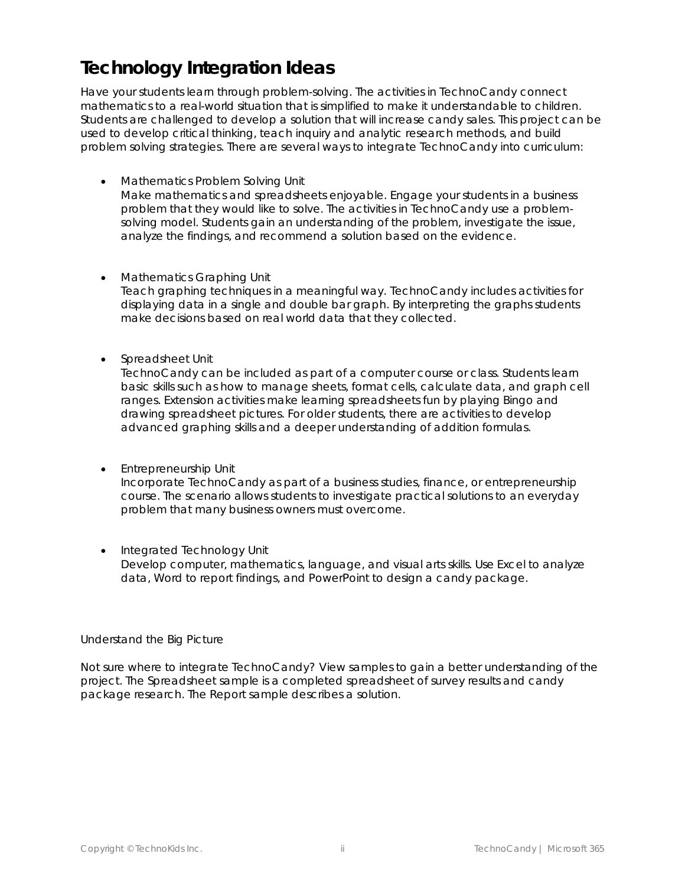# Technology Integration Ideas

Have your students learn through problem-solving. The activities in TechnoCandy connect mathematics to a real-world situation that is simplified to make it understandable to children. Students are challenged to develop a solution that will increase candy sales. This project can be used to develop critical thinking, teach inquiry and analytic research methods, and build problem solving strategies. There are several ways to integrate TechnoCandy into curriculum:

- Mathematics Problem Solving Unit
  Make mathematics and spreadsheets enjoyable. Engage your students in a business problem that they would like to solve. The activities in TechnoCandy use a problem-solving model. Students gain an understanding of the problem, investigate the issue, analyze the findings, and recommend a solution based on the evidence.

- Mathematics Graphing Unit
  Teach graphing techniques in a meaningful way. TechnoCandy includes activities for displaying data in a single and double bar graph. By interpreting the graphs students make decisions based on real world data that they collected.

- Spreadsheet Unit
  TechnoCandy can be included as part of a computer course or class. Students learn basic skills such as how to manage sheets, format cells, calculate data, and graph cell ranges. Extension activities make learning spreadsheets fun by playing Bingo and drawing spreadsheet pictures. For older students, there are activities to develop advanced graphing skills and a deeper understanding of addition formulas.

- Entrepreneurship Unit
  Incorporate TechnoCandy as part of a business studies, finance, or entrepreneurship course. The scenario allows students to investigate practical solutions to an everyday problem that many business owners must overcome.

- Integrated Technology Unit
  Develop computer, mathematics, language, and visual arts skills. Use Excel to analyze data, Word to report findings, and PowerPoint to design a candy package.

Understand the Big Picture

Not sure where to integrate TechnoCandy? View samples to gain a better understanding of the project. The Spreadsheet sample is a completed spreadsheet of survey results and candy package research. The Report sample describes a solution.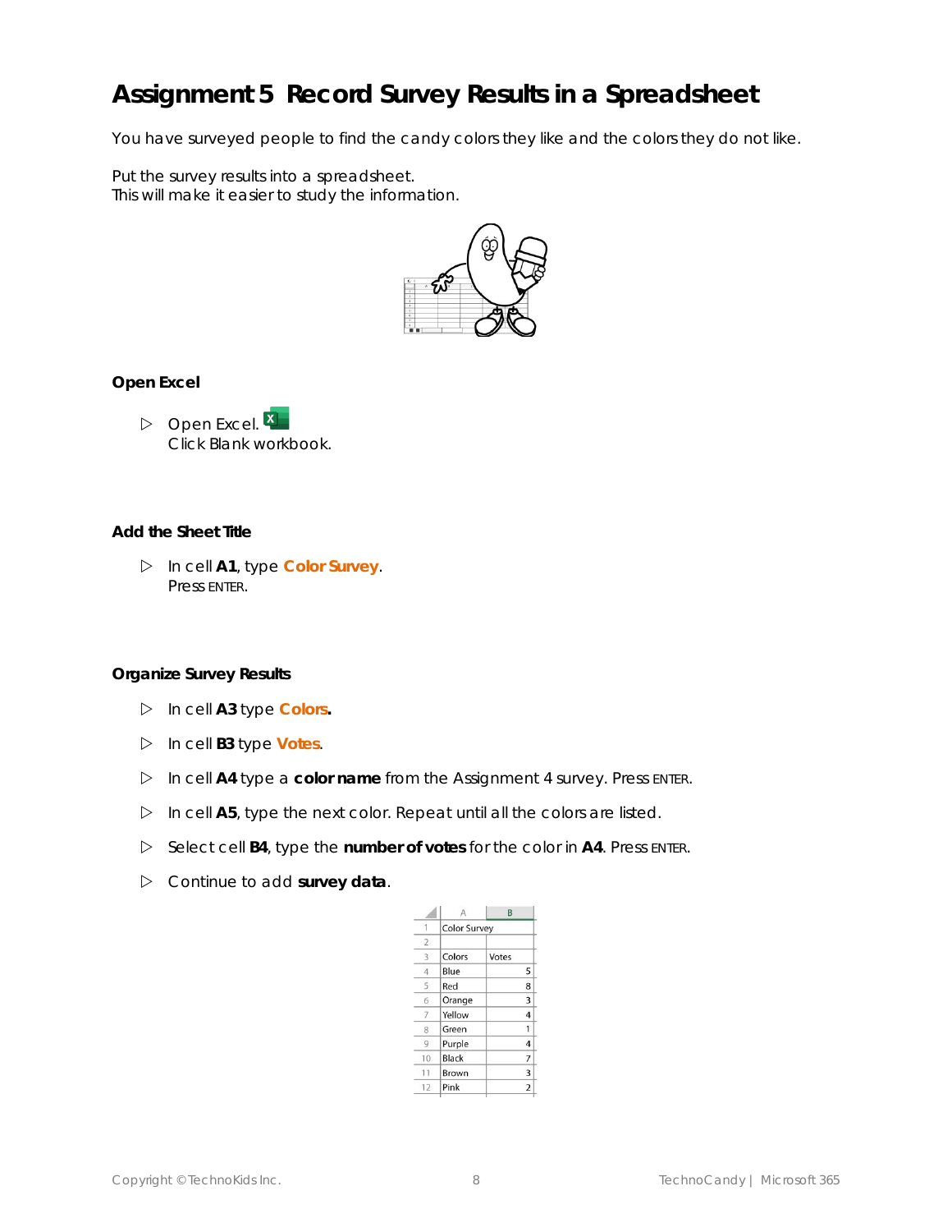# Assignment 5 Record Survey Results in a Spreadsheet

You have surveyed people to find the candy colors they like and the colors they do not like.

Put the survey results into a spreadsheet.
This will make it easier to study the information.

### Open Excel

- Open Excel.
  Click Blank workbook.

### Add the Sheet Title

- In cell **A1**, type **Color Survey**.
  Press ENTER.

### Organize Survey Results

- In cell **A3** type **Colors.**
- In cell **B3** type **Votes**.
- In cell **A4** type a **color name** from the Assignment 4 survey. Press ENTER.
- In cell **A5**, type the next color. Repeat until all the colors are listed.
- Select cell **B4**, type the **number of votes** for the color in **A4**. Press ENTER.
- Continue to add **survey data**.

| | A | B |
|---|---|---|
| 1 | Color Survey | |
| 2 | | |
| 3 | Colors | Votes |
| 4 | Blue | 5 |
| 5 | Red | 8 |
| 6 | Orange | 3 |
| 7 | Yellow | 4 |
| 8 | Green | 1 |
| 9 | Purple | 4 |
| 10 | Black | 7 |
| 11 | Brown | 3 |
| 12 | Pink | 2 |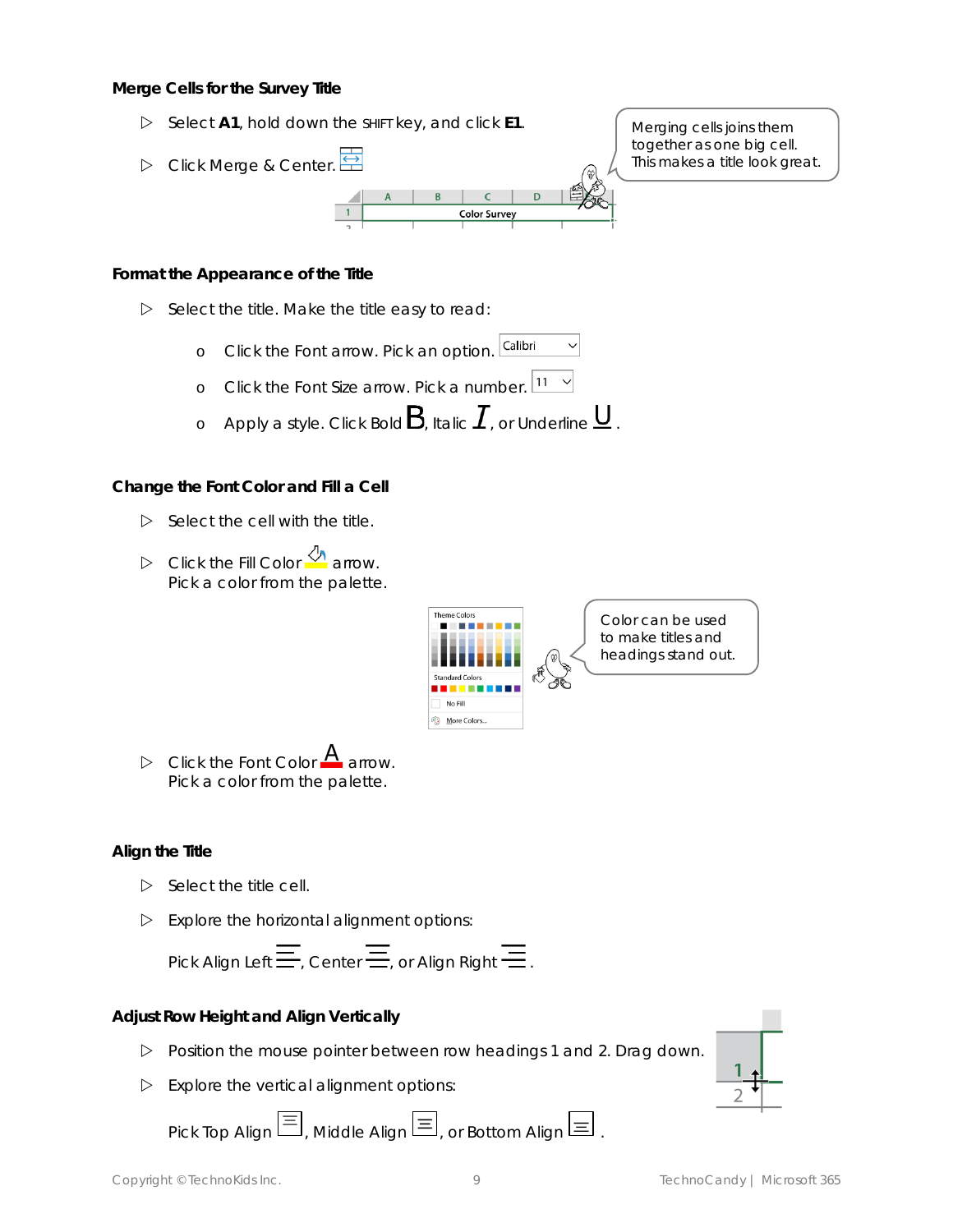### Merge Cells for the Survey Title

- Select **A1**, hold down the SHIFT key, and click **E1**.
- Click Merge & Center.

Merging cells joins them together as one big cell. This makes a title look great.

### Format the Appearance of the Title

- Select the title. Make the title easy to read:
  - Click the Font arrow. Pick an option.
  - Click the Font Size arrow. Pick a number.
  - Apply a style. Click Bold **B**, Italic *I*, or Underline U.

### Change the Font Color and Fill a Cell

- Select the cell with the title.
- Click the Fill Color arrow. Pick a color from the palette.

Color can be used to make titles and headings stand out.

- Click the Font Color arrow. Pick a color from the palette.

### Align the Title

- Select the title cell.
- Explore the horizontal alignment options:

  Pick Align Left, Center, or Align Right.

### Adjust Row Height and Align Vertically

- Position the mouse pointer between row headings 1 and 2. Drag down.
- Explore the vertical alignment options:

  Pick Top Align, Middle Align, or Bottom Align.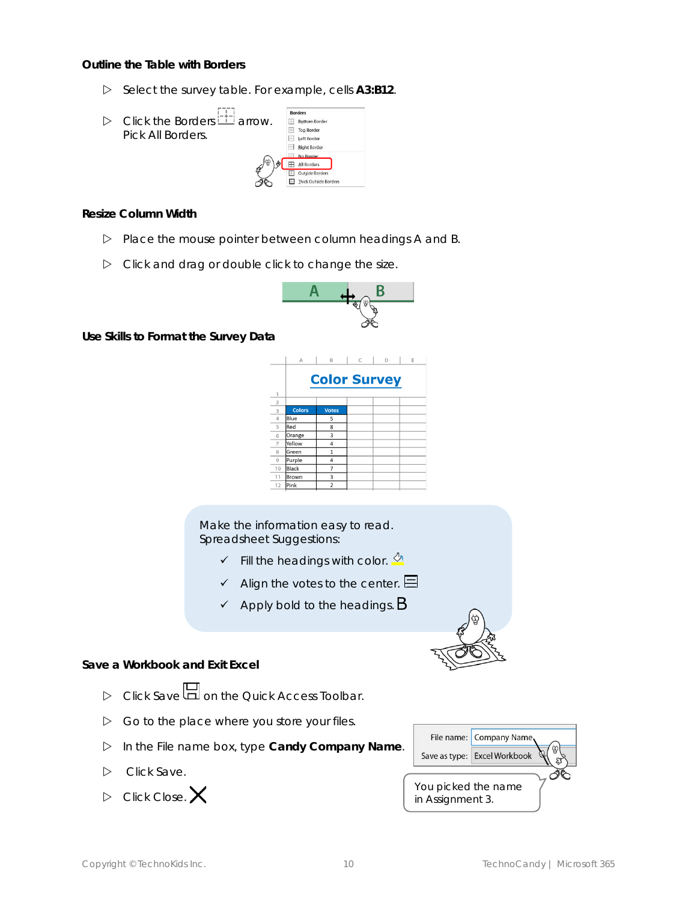### Outline the Table with Borders

- Select the survey table. For example, cells **A3:B12**.
- Click the Borders arrow. Pick All Borders.

### Resize Column Width

- Place the mouse pointer between column headings A and B.
- Click and drag or double click to change the size.

### Use Skills to Format the Survey Data

**Color Survey**

| Colors | Votes |
|---|---|
| Blue | 5 |
| Red | 8 |
| Orange | 3 |
| Yellow | 4 |
| Green | 1 |
| Purple | 4 |
| Black | 7 |
| Brown | 3 |
| Pink | 2 |

Make the information easy to read.
Spreadsheet Suggestions:

- ✓ Fill the headings with color.
- ✓ Align the votes to the center.
- ✓ Apply bold to the headings.

### Save a Workbook and Exit Excel

- Click Save on the Quick Access Toolbar.
- Go to the place where you store your files.
- In the File name box, type **Candy Company Name**.
- Click Save.
- Click Close.

File name: Company Name
Save as type: Excel Workbook

You picked the name in Assignment 3.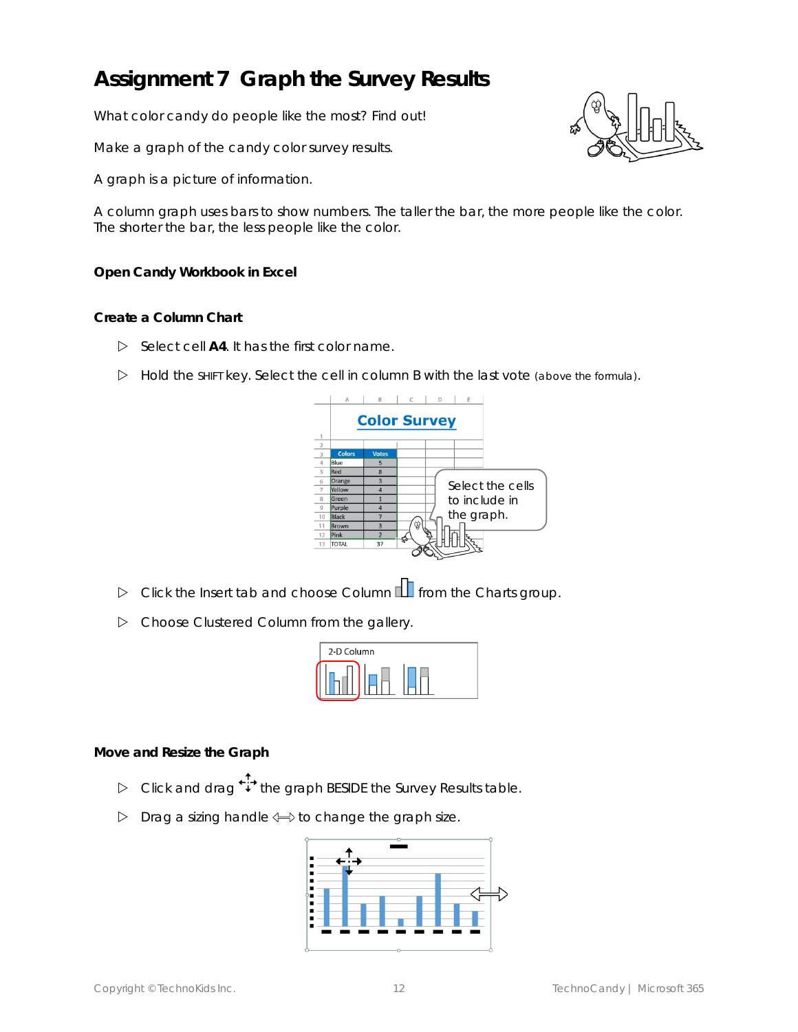# Assignment 7 Graph the Survey Results

What color candy do people like the most? Find out!

Make a graph of the candy color survey results.

A graph is a picture of information.

A column graph uses bars to show numbers. The taller the bar, the more people like the color. The shorter the bar, the less people like the color.

### Open Candy Workbook in Excel

### Create a Column Chart

- ▷ Select cell **A4**. It has the first color name.
- ▷ Hold the SHIFT key. Select the cell in column B with the last vote (above the formula).
- ▷ Click the Insert tab and choose Column from the Charts group.
- ▷ Choose Clustered Column from the gallery.

### Move and Resize the Graph

- ▷ Click and drag the graph BESIDE the Survey Results table.
- ▷ Drag a sizing handle ⟺ to change the graph size.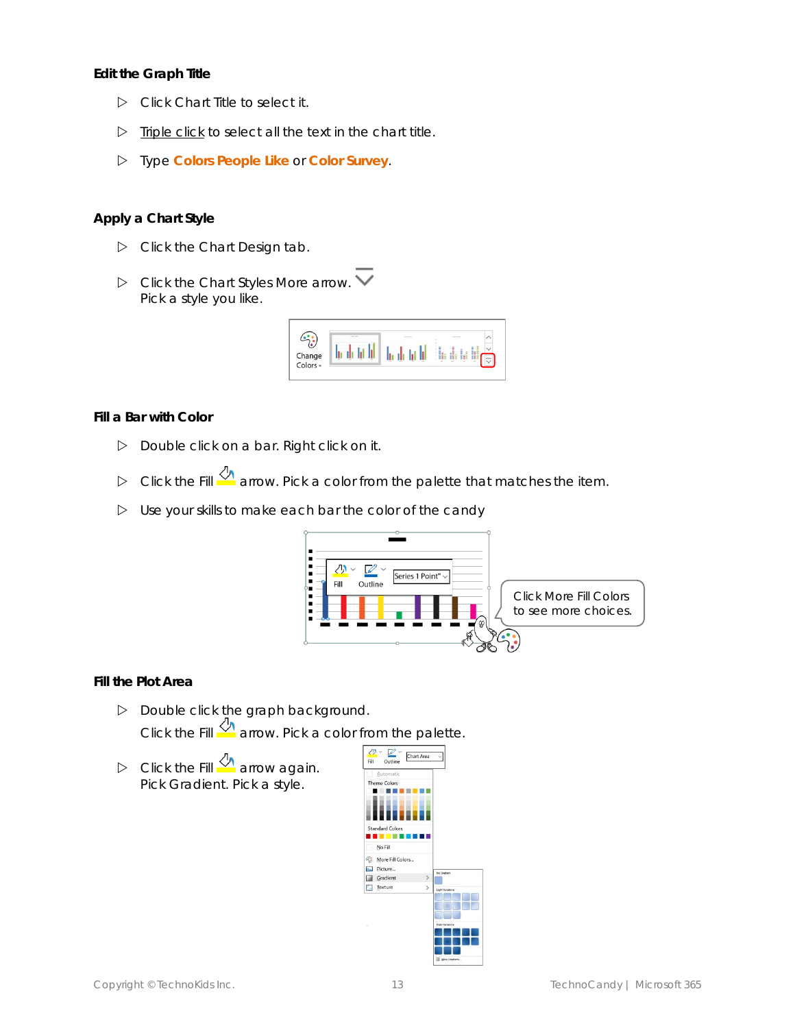### Edit the Graph Title

- Click Chart Title to select it.
- Triple click to select all the text in the chart title.
- Type **Colors People Like** or **Color Survey**.

### Apply a Chart Style

- Click the Chart Design tab.
- Click the Chart Styles More arrow.
  Pick a style you like.

### Fill a Bar with Color

- Double click on a bar. Right click on it.
- Click the Fill arrow. Pick a color from the palette that matches the item.
- Use your skills to make each bar the color of the candy

Click More Fill Colors to see more choices.

### Fill the Plot Area

- Double click the graph background.
  Click the Fill arrow. Pick a color from the palette.
- Click the Fill arrow again.
  Pick Gradient. Pick a style.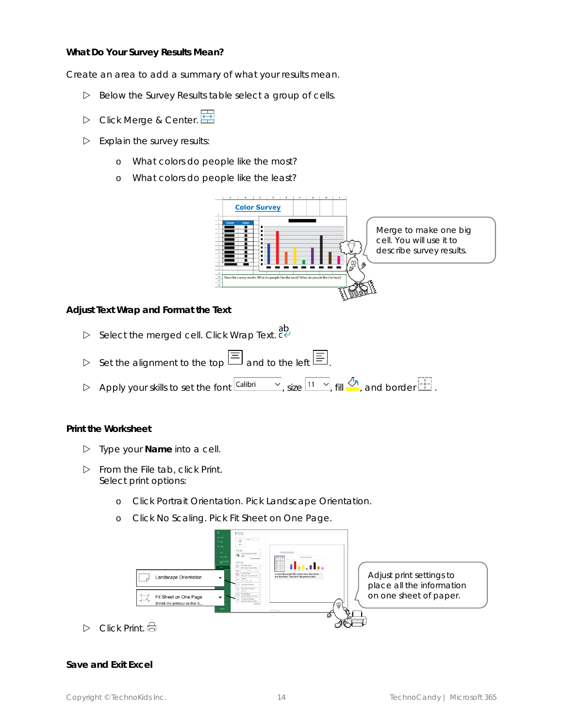### What Do Your Survey Results Mean?

Create an area to add a summary of what your results mean.

- Below the Survey Results table select a group of cells.
- Click Merge & Center.
- Explain the survey results:
  - What colors do people like the most?
  - What colors do people like the least?

Merge to make one big cell. You will use it to describe survey results.

### Adjust Text Wrap and Format the Text

- Select the merged cell. Click Wrap Text.
- Set the alignment to the top and to the left.
- Apply your skills to set the font Calibri, size 11, fill, and border.

### Print the Worksheet

- Type your **Name** into a cell.
- From the File tab, click Print. Select print options:
  - Click Portrait Orientation. Pick Landscape Orientation.
  - Click No Scaling. Pick Fit Sheet on One Page.

Adjust print settings to place all the information on one sheet of paper.

- Click Print.

### Save and Exit Excel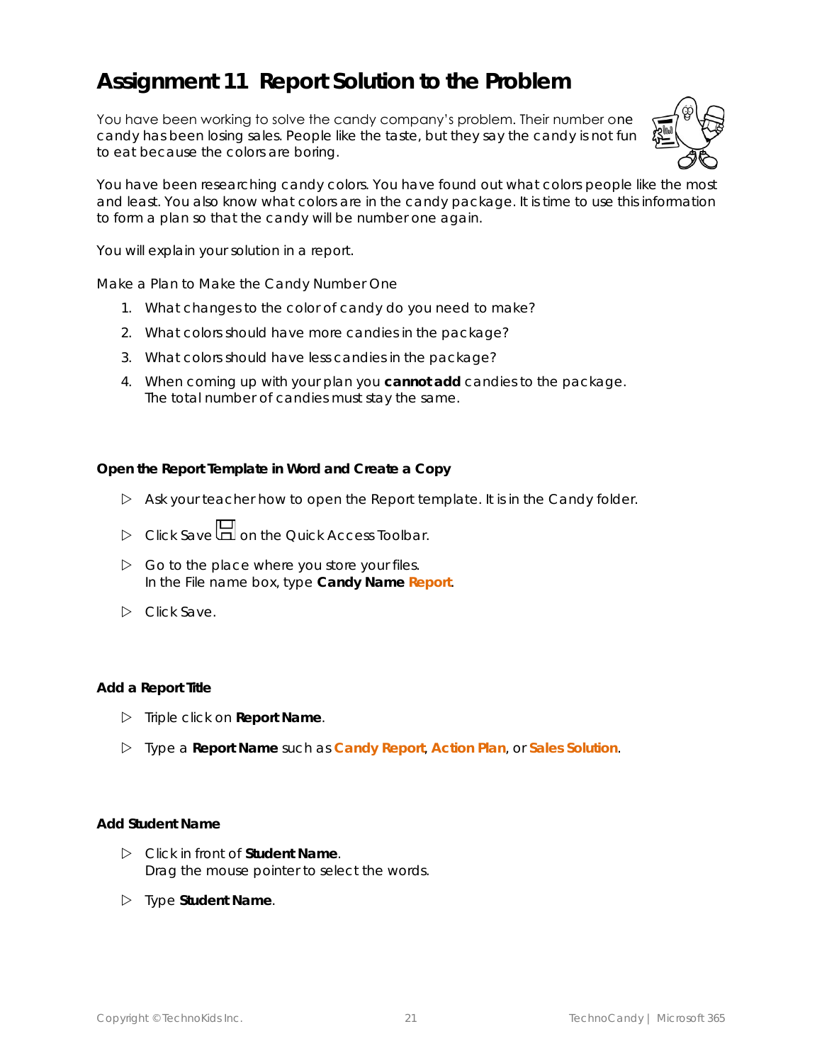# Assignment 11 Report Solution to the Problem

You have been working to solve the candy company's problem. Their number one candy has been losing sales. People like the taste, but they say the candy is not fun to eat because the colors are boring.

You have been researching candy colors. You have found out what colors people like the most and least. You also know what colors are in the candy package. It is time to use this information to form a plan so that the candy will be number one again.

You will explain your solution in a report.

Make a Plan to Make the Candy Number One

1. What changes to the color of candy do you need to make?
2. What colors should have more candies in the package?
3. What colors should have less candies in the package?
4. When coming up with your plan you **cannot add** candies to the package. The total number of candies must stay the same.

**Open the Report Template in Word and Create a Copy**

- Ask your teacher how to open the Report template. It is in the Candy folder.
- Click Save on the Quick Access Toolbar.
- Go to the place where you store your files. In the File name box, type **Candy Name Report**.
- Click Save.

**Add a Report Title**

- Triple click on **Report Name**.
- Type a **Report Name** such as **Candy Report**, **Action Plan**, or **Sales Solution**.

**Add Student Name**

- Click in front of **Student Name**. Drag the mouse pointer to select the words.
- Type **Student Name**.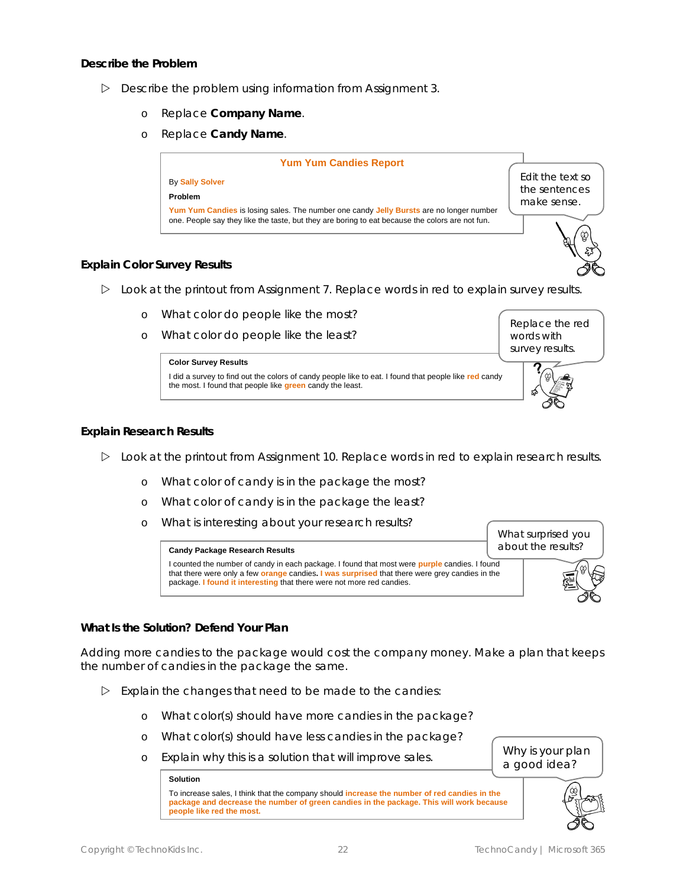**Describe the Problem**

- Describe the problem using information from Assignment 3.
  - Replace **Company Name**.
  - Replace **Candy Name**.

> **Yum Yum Candies Report**
>
> By Sally Solver
>
> **Problem**
>
> Yum Yum Candies is losing sales. The number one candy Jelly Bursts are no longer number one. People say they like the taste, but they are boring to eat because the colors are not fun.

Edit the text so the sentences make sense.

**Explain Color Survey Results**

- Look at the printout from Assignment 7. Replace words in red to explain survey results.
  - What color do people like the most?
  - What color do people like the least?

Replace the red words with survey results.

> **Color Survey Results**
>
> I did a survey to find out the colors of candy people like to eat. I found that people like red candy the most. I found that people like green candy the least.

**Explain Research Results**

- Look at the printout from Assignment 10. Replace words in red to explain research results.
  - What color of candy is in the package the most?
  - What color of candy is in the package the least?
  - What is interesting about your research results?

What surprised you about the results?

> **Candy Package Research Results**
>
> I counted the number of candy in each package. I found that most were purple candies. I found that there were only a few orange candies. I was surprised that there were grey candies in the package. I found it interesting that there were not more red candies.

**What Is the Solution? Defend Your Plan**

Adding more candies to the package would cost the company money. Make a plan that keeps the number of candies in the package the same.

- Explain the changes that need to be made to the candies:
  - What color(s) should have more candies in the package?
  - What color(s) should have less candies in the package?
  - Explain why this is a solution that will improve sales.

Why is your plan a good idea?

> **Solution**
>
> To increase sales, I think that the company should increase the number of red candies in the package and decrease the number of green candies in the package. This will work because people like red the most.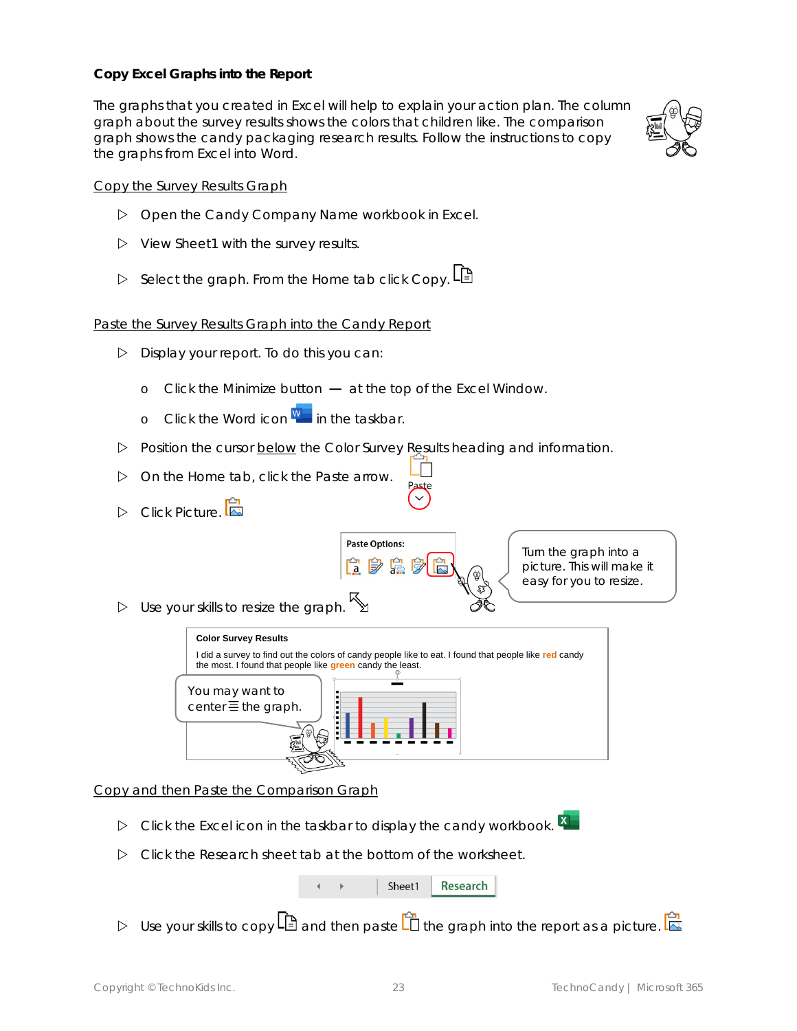### Copy Excel Graphs into the Report

The graphs that you created in Excel will help to explain your action plan. The column graph about the survey results shows the colors that children like. The comparison graph shows the candy packaging research results. Follow the instructions to copy the graphs from Excel into Word.

<u>Copy the Survey Results Graph</u>

- Open the Candy Company Name workbook in Excel.
- View Sheet1 with the survey results.
- Select the graph. From the Home tab click Copy.

<u>Paste the Survey Results Graph into the Candy Report</u>

- Display your report. To do this you can:
  - Click the Minimize button — at the top of the Excel Window.
  - Click the Word icon in the taskbar.
- Position the cursor <u>below</u> the Color Survey Results heading and information.
- On the Home tab, click the Paste arrow.
- Click Picture.
- Use your skills to resize the graph.

Paste Options:

Turn the graph into a picture. This will make it easy for you to resize.

**Color Survey Results**

I did a survey to find out the colors of candy people like to eat. I found that people like **red** candy the most. I found that people like **green** candy the least.

You may want to center the graph.

<u>Copy and then Paste the Comparison Graph</u>

- Click the Excel icon in the taskbar to display the candy workbook.
- Click the Research sheet tab at the bottom of the worksheet.

Sheet1 | Research

- Use your skills to copy and then paste the graph into the report as a picture.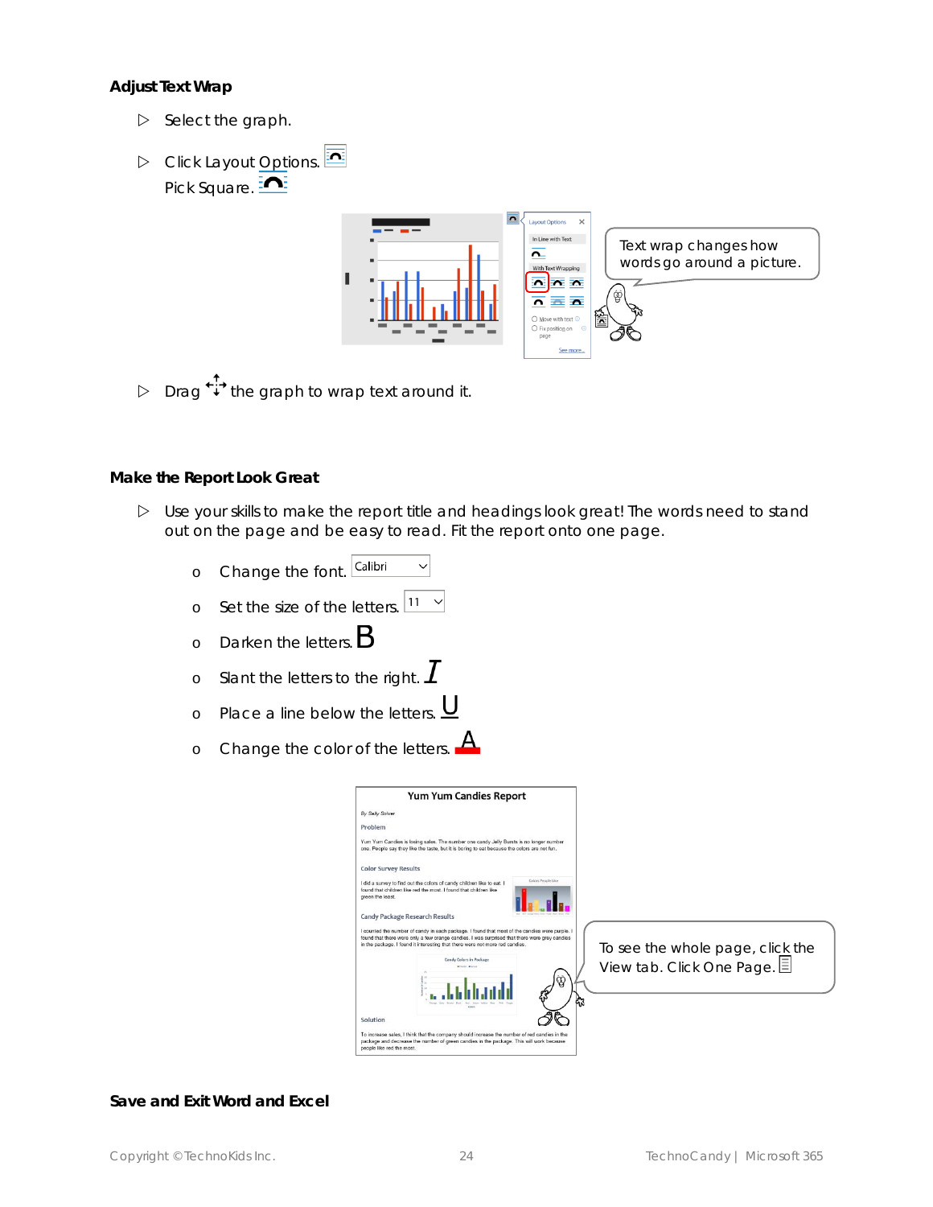### Adjust Text Wrap

- ▷ Select the graph.
- ▷ Click Layout Options.
  Pick Square.

Text wrap changes how words go around a picture.

- ▷ Drag the graph to wrap text around it.

### Make the Report Look Great

- ▷ Use your skills to make the report title and headings look great! The words need to stand out on the page and be easy to read. Fit the report onto one page.
  - o Change the font.
  - o Set the size of the letters.
  - o Darken the letters.
  - o Slant the letters to the right.
  - o Place a line below the letters.
  - o Change the color of the letters.

To see the whole page, click the View tab. Click One Page.

### Save and Exit Word and Excel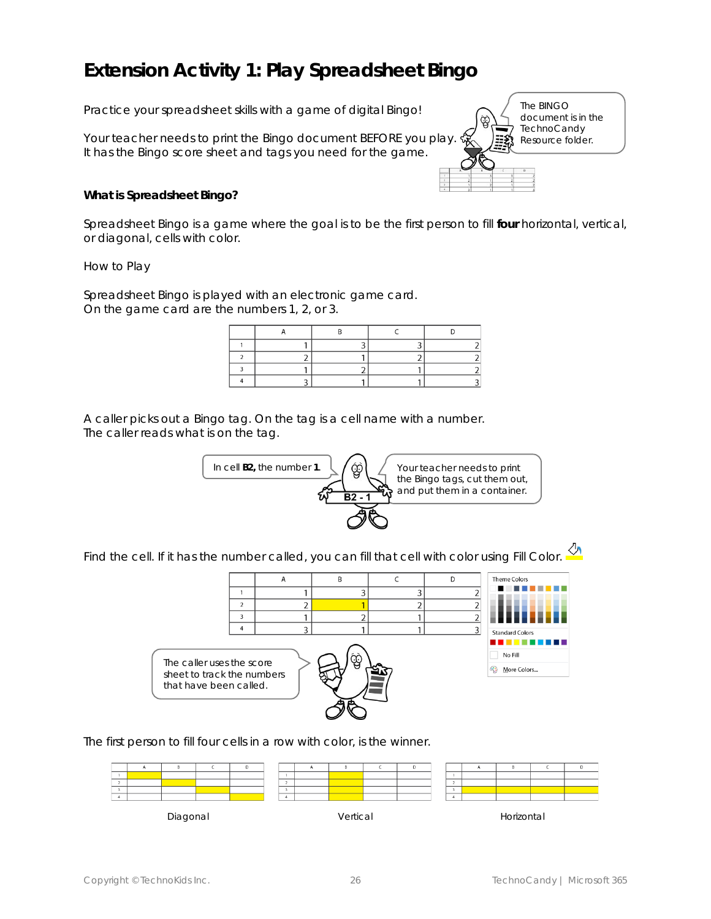# Extension Activity 1: Play Spreadsheet Bingo

Practice your spreadsheet skills with a game of digital Bingo!

Your teacher needs to print the Bingo document BEFORE you play. It has the Bingo score sheet and tags you need for the game.

The BINGO document is in the TechnoCandy Resource folder.

**What is Spreadsheet Bingo?**

Spreadsheet Bingo is a game where the goal is to be the first person to fill **four** horizontal, vertical, or diagonal, cells with color.

How to Play

Spreadsheet Bingo is played with an electronic game card. On the game card are the numbers 1, 2, or 3.

| | A | B | C | D |
|---|---|---|---|---|
| 1 | 1 | 3 | 3 | 2 |
| 2 | 2 | 1 | 2 | 2 |
| 3 | 1 | 2 | 1 | 2 |
| 4 | 3 | 1 | 1 | 3 |

A caller picks out a Bingo tag. On the tag is a cell name with a number. The caller reads what is on the tag.

In cell **B2,** the number **1**.

B2 - 1

Your teacher needs to print the Bingo tags, cut them out, and put them in a container.

Find the cell. If it has the number called, you can fill that cell with color using Fill Color.

| | A | B | C | D |
|---|---|---|---|---|
| 1 | 1 | 3 | 3 | 2 |
| 2 | 2 | 1 | 2 | 2 |
| 3 | 1 | 2 | 1 | 2 |
| 4 | 3 | 1 | 1 | 3 |

Theme Colors

Standard Colors

No Fill

More Colors...

The caller uses the score sheet to track the numbers that have been called.

The first person to fill four cells in a row with color, is the winner.

Diagonal

Vertical

Horizontal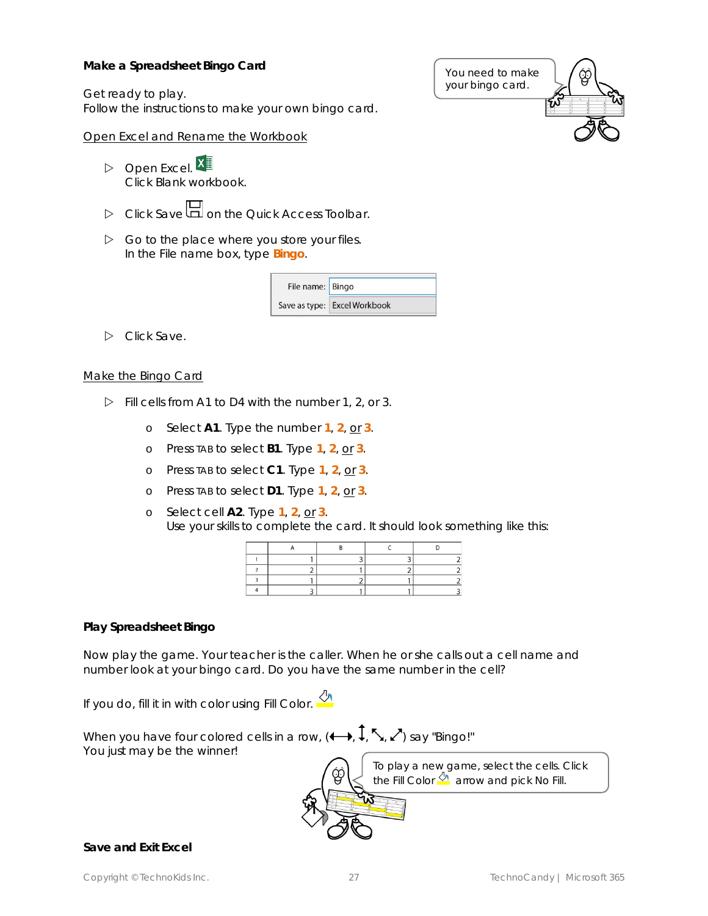**Make a Spreadsheet Bingo Card**

You need to make your bingo card.

Get ready to play.
Follow the instructions to make your own bingo card.

Open Excel and Rename the Workbook

- Open Excel.
  Click Blank workbook.
- Click Save on the Quick Access Toolbar.
- Go to the place where you store your files.
  In the File name box, type **Bingo**.

| File name: | Bingo |
|---|---|
| Save as type: | Excel Workbook |

- Click Save.

Make the Bingo Card

- Fill cells from A1 to D4 with the number 1, 2, or 3.
  - Select **A1**. Type the number **1**, **2**, or **3**.
  - Press TAB to select **B1**. Type **1**, **2**, or **3**.
  - Press TAB to select **C1**. Type **1**, **2**, or **3**.
  - Press TAB to select **D1**. Type **1**, **2**, or **3**.
  - Select cell **A2**. Type **1**, **2**, or **3**.
    Use your skills to complete the card. It should look something like this:

| | A | B | C | D |
|---|---|---|---|---|
| 1 | 1 | 3 | 3 | 2 |
| 2 | 2 | 1 | 2 | 2 |
| 3 | 1 | 2 | 1 | 2 |
| 4 | 3 | 1 | 1 | 3 |

**Play Spreadsheet Bingo**

Now play the game. Your teacher is the caller. When he or she calls out a cell name and number look at your bingo card. Do you have the same number in the cell?

If you do, fill it in with color using Fill Color.

When you have four colored cells in a row, (⟷, ↕, ↖↘, ↙↗) say "Bingo!"
You just may be the winner!

To play a new game, select the cells. Click the Fill Color arrow and pick No Fill.

**Save and Exit Excel**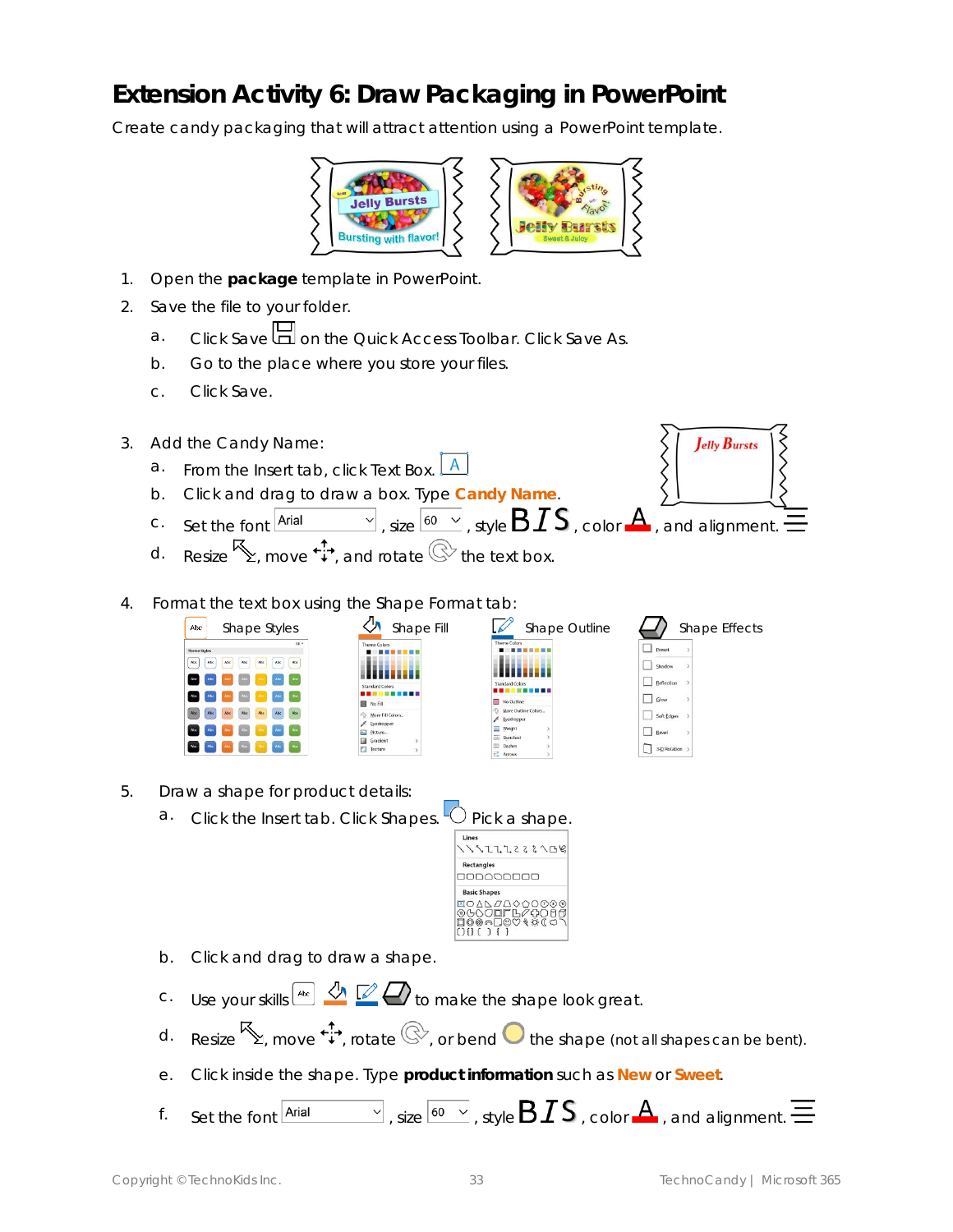# Extension Activity 6: Draw Packaging in PowerPoint

Create candy packaging that will attract attention using a PowerPoint template.

1. Open the **package** template in PowerPoint.
2. Save the file to your folder.
   a. Click Save on the Quick Access Toolbar. Click Save As.
   b. Go to the place where you store your files.
   c. Click Save.

3. Add the Candy Name:
   a. From the Insert tab, click Text Box.
   b. Click and drag to draw a box. Type **Candy Name**.
   c. Set the font Arial, size 60, style **B** *I* S, color, and alignment.
   d. Resize, move, and rotate the text box.

4. Format the text box using the Shape Format tab:

   Shape Styles | Shape Fill | Shape Outline | Shape Effects

5. Draw a shape for product details:
   a. Click the Insert tab. Click Shapes. Pick a shape.
   b. Click and drag to draw a shape.
   c. Use your skills to make the shape look great.
   d. Resize, move, rotate, or bend the shape (not all shapes can be bent).
   e. Click inside the shape. Type **product information** such as **New** or **Sweet**.
   f. Set the font Arial, size 60, style **B** *I* S, color, and alignment.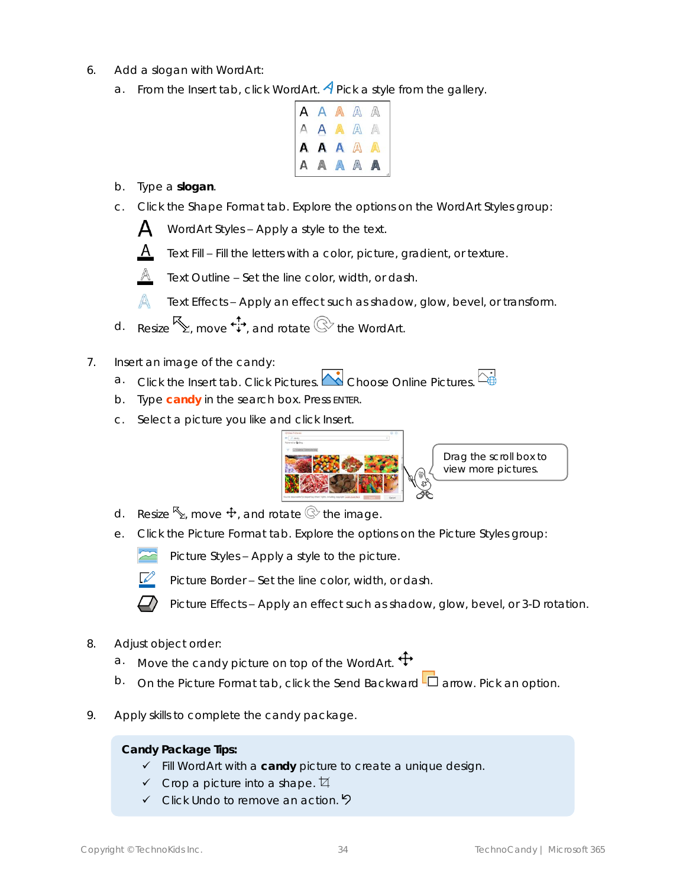6. Add a slogan with WordArt:
   a. From the Insert tab, click WordArt. Pick a style from the gallery.
   b. Type a **slogan**.
   c. Click the Shape Format tab. Explore the options on the WordArt Styles group:
      - WordArt Styles – Apply a style to the text.
      - Text Fill – Fill the letters with a color, picture, gradient, or texture.
      - Text Outline – Set the line color, width, or dash.
      - Text Effects – Apply an effect such as shadow, glow, bevel, or transform.
   d. Resize, move, and rotate the WordArt.

7. Insert an image of the candy:
   a. Click the Insert tab. Click Pictures. Choose Online Pictures.
   b. Type **candy** in the search box. Press ENTER.
   c. Select a picture you like and click Insert.

   Drag the scroll box to view more pictures.

   d. Resize, move, and rotate the image.
   e. Click the Picture Format tab. Explore the options on the Picture Styles group:
      - Picture Styles – Apply a style to the picture.
      - Picture Border – Set the line color, width, or dash.
      - Picture Effects – Apply an effect such as shadow, glow, bevel, or 3-D rotation.

8. Adjust object order:
   a. Move the candy picture on top of the WordArt.
   b. On the Picture Format tab, click the Send Backward arrow. Pick an option.

9. Apply skills to complete the candy package.

**Candy Package Tips:**

- ✓ Fill WordArt with a **candy** picture to create a unique design.
- ✓ Crop a picture into a shape.
- ✓ Click Undo to remove an action.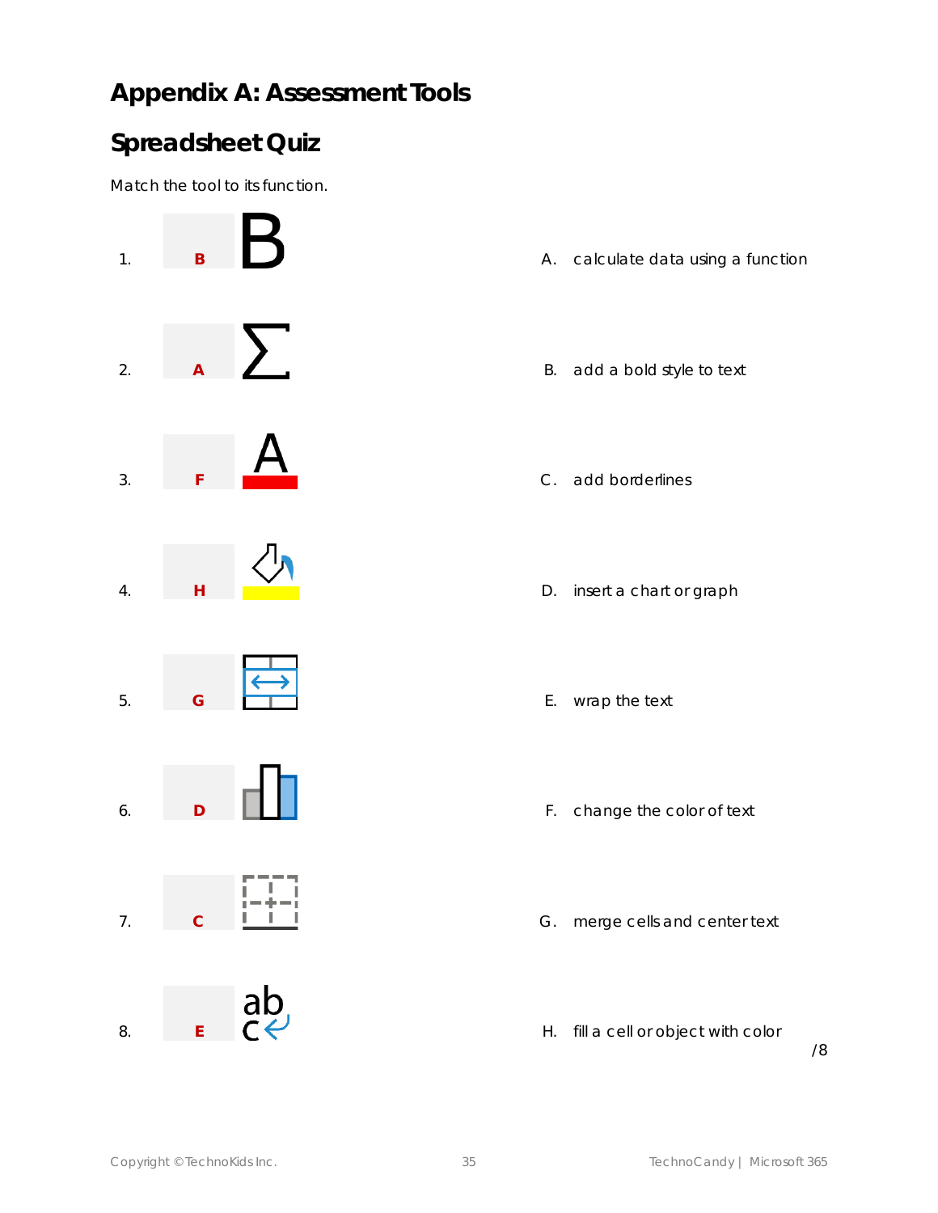# Appendix A: Assessment Tools

## Spreadsheet Quiz

Match the tool to its function.

1. **B**
2. **A**
3. **F**
4. **H**
5. **G**
6. **D**
7. **C**
8. **E**

A. calculate data using a function

B. add a bold style to text

C. add borderlines

D. insert a chart or graph

E. wrap the text

F. change the color of text

G. merge cells and center text

H. fill a cell or object with color

/8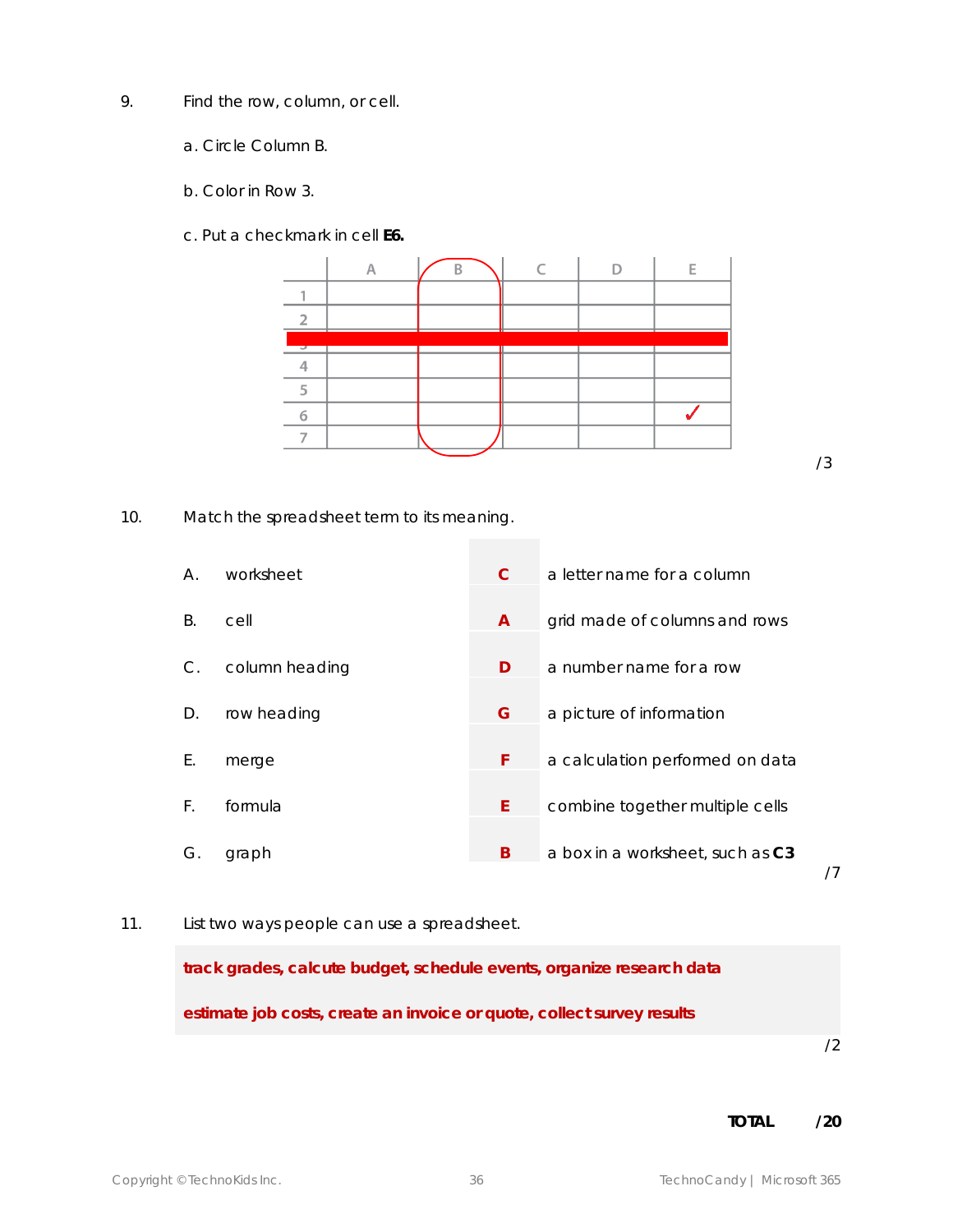9. Find the row, column, or cell.

   a. Circle Column B.

   b. Color in Row 3.

   c. Put a checkmark in cell **E6.**

|   | A | B | C | D | E |
|---|---|---|---|---|---|
| 1 | | | | | |
| 2 | | | | | |
| 3 | | | | | |
| 4 | | | | | |
| 5 | | | | | |
| 6 | | | | | ✓ |
| 7 | | | | | |

/3

10. Match the spreadsheet term to its meaning.

| | Term | Answer | Meaning |
|---|---|---|---|
| A. | worksheet | **C** | a letter name for a column |
| B. | cell | **A** | grid made of columns and rows |
| C. | column heading | **D** | a number name for a row |
| D. | row heading | **G** | a picture of information |
| E. | merge | **F** | a calculation performed on data |
| F. | formula | **E** | combine together multiple cells |
| G. | graph | **B** | a box in a worksheet, such as **C3** |

/7

11. List two ways people can use a spreadsheet.

**track grades, calcute budget, schedule events, organize research data**

**estimate job costs, create an invoice or quote, collect survey results**

/2

**TOTAL /20**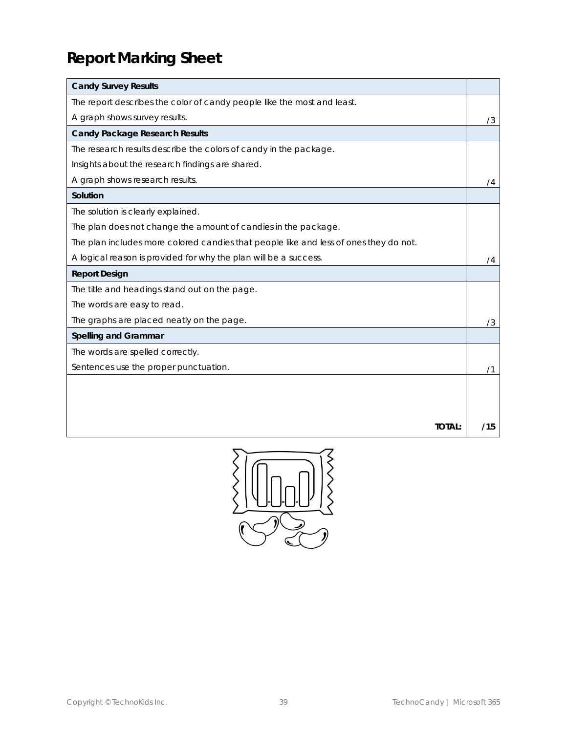# Report Marking Sheet

| | |
|---|---|
| **Candy Survey Results** | |
| The report describes the color of candy people like the most and least.<br>A graph shows survey results. | /3 |
| **Candy Package Research Results** | |
| The research results describe the colors of candy in the package.<br>Insights about the research findings are shared.<br>A graph shows research results. | /4 |
| **Solution** | |
| The solution is clearly explained.<br>The plan does not change the amount of candies in the package.<br>The plan includes more colored candies that people like and less of ones they do not.<br>A logical reason is provided for why the plan will be a success. | /4 |
| **Report Design** | |
| The title and headings stand out on the page.<br>The words are easy to read.<br>The graphs are placed neatly on the page. | /3 |
| **Spelling and Grammar** | |
| The words are spelled correctly.<br>Sentences use the proper punctuation. | /1 |
| **TOTAL:** | **/15** |